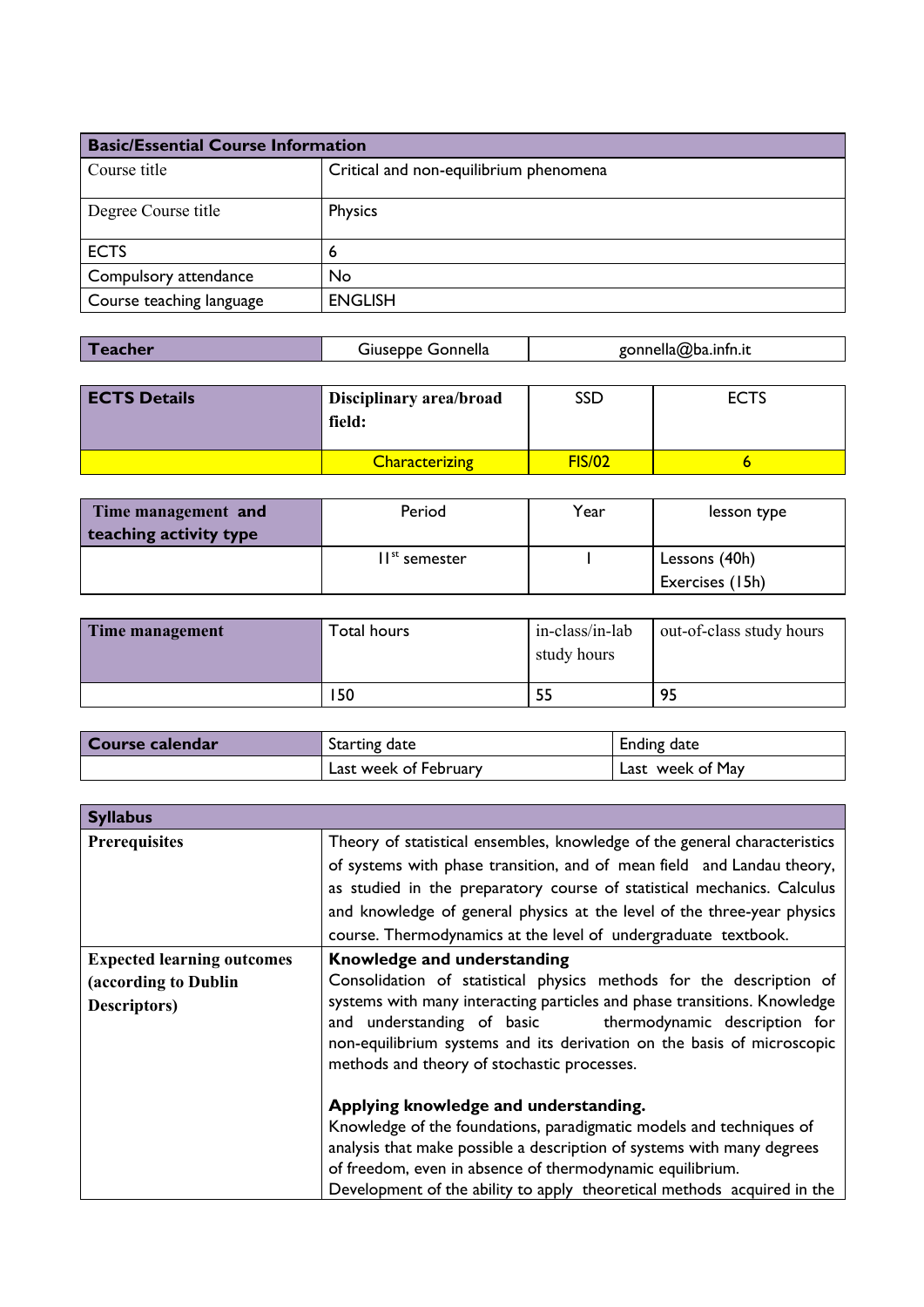| Basic/Essential Course Information | |
|---|---|
| Course title | Critical and non-equilibrium phenomena |
| Degree Course title | Physics |
| ECTS | 6 |
| Compulsory attendance | No |
| Course teaching language | ENGLISH |

| Teacher | Giuseppe Gonnella | gonnella@ba.infn.it |
|---|---|---|

| ECTS Details | Disciplinary area/broad field: | SSD | ECTS |
|---|---|---|---|
| | Characterizing | FIS/02 | 6 |

| Time management and teaching activity type | Period | Year | lesson type |
|---|---|---|---|
| | II$^{st}$ semester | I | Lessons (40h) Exercises (15h) |

| Time management | Total hours | in-class/in-lab study hours | out-of-class study hours |
|---|---|---|---|
| | 150 | 55 | 95 |

| Course calendar | Starting date | Ending date |
|---|---|---|
| | Last week of February | Last week of May |

| Syllabus | |
|---|---|
| **Prerequisites** | Theory of statistical ensembles, knowledge of the general characteristics of systems with phase transition, and of mean field and Landau theory, as studied in the preparatory course of statistical mechanics. Calculus and knowledge of general physics at the level of the three-year physics course. Thermodynamics at the level of undergraduate textbook. |
| **Expected learning outcomes (according to Dublin Descriptors)** | **Knowledge and understanding** Consolidation of statistical physics methods for the description of systems with many interacting particles and phase transitions. Knowledge and understanding of basic thermodynamic description for non-equilibrium systems and its derivation on the basis of microscopic methods and theory of stochastic processes.<br><br>**Applying knowledge and understanding.** Knowledge of the foundations, paradigmatic models and techniques of analysis that make possible a description of systems with many degrees of freedom, even in absence of thermodynamic equilibrium. Development of the ability to apply theoretical methods acquired in the |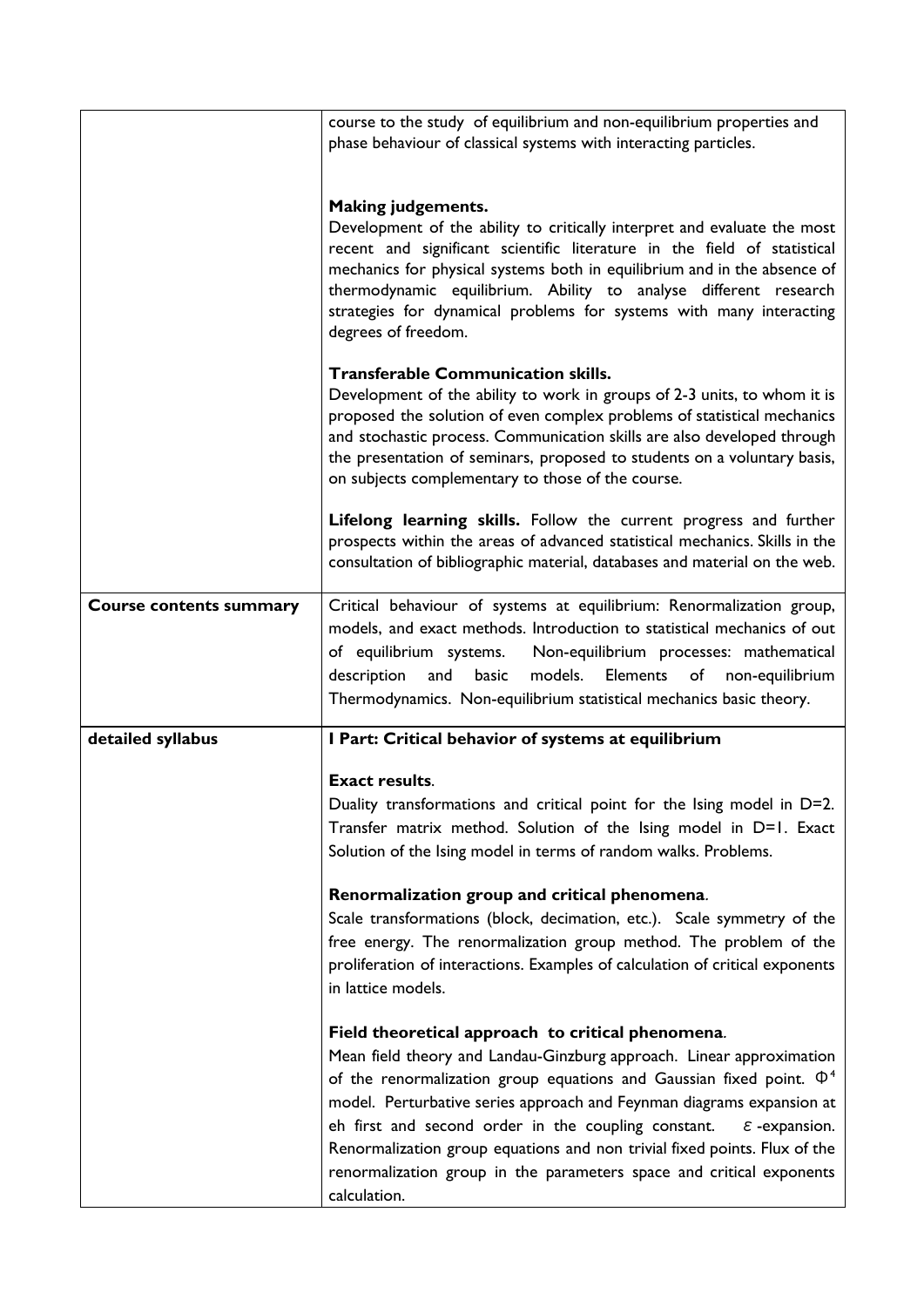| | |
|---|---|
| | course to the study of equilibrium and non-equilibrium properties and phase behaviour of classical systems with interacting particles.<br><br>**Making judgements.**<br>Development of the ability to critically interpret and evaluate the most recent and significant scientific literature in the field of statistical mechanics for physical systems both in equilibrium and in the absence of thermodynamic equilibrium. Ability to analyse different research strategies for dynamical problems for systems with many interacting degrees of freedom.<br><br>**Transferable Communication skills.**<br>Development of the ability to work in groups of 2-3 units, to whom it is proposed the solution of even complex problems of statistical mechanics and stochastic process. Communication skills are also developed through the presentation of seminars, proposed to students on a voluntary basis, on subjects complementary to those of the course.<br><br>**Lifelong learning skills.** Follow the current progress and further prospects within the areas of advanced statistical mechanics. Skills in the consultation of bibliographic material, databases and material on the web. |
| **Course contents summary** | Critical behaviour of systems at equilibrium: Renormalization group, models, and exact methods. Introduction to statistical mechanics of out of equilibrium systems. Non-equilibrium processes: mathematical description and basic models. Elements of non-equilibrium Thermodynamics. Non-equilibrium statistical mechanics basic theory. |
| **detailed syllabus** | **I Part: Critical behavior of systems at equilibrium**<br><br>**Exact results**.<br>Duality transformations and critical point for the Ising model in D=2. Transfer matrix method. Solution of the Ising model in D=1. Exact Solution of the Ising model in terms of random walks. Problems.<br><br>**Renormalization group and critical phenomena**.<br>Scale transformations (block, decimation, etc.). Scale symmetry of the free energy. The renormalization group method. The problem of the proliferation of interactions. Examples of calculation of critical exponents in lattice models.<br><br>**Field theoretical approach to critical phenomena**.<br>Mean field theory and Landau-Ginzburg approach. Linear approximation of the renormalization group equations and Gaussian fixed point. $\Phi^4$ model. Perturbative series approach and Feynman diagrams expansion at eh first and second order in the coupling constant. $\varepsilon$-expansion. Renormalization group equations and non trivial fixed points. Flux of the renormalization group in the parameters space and critical exponents calculation. |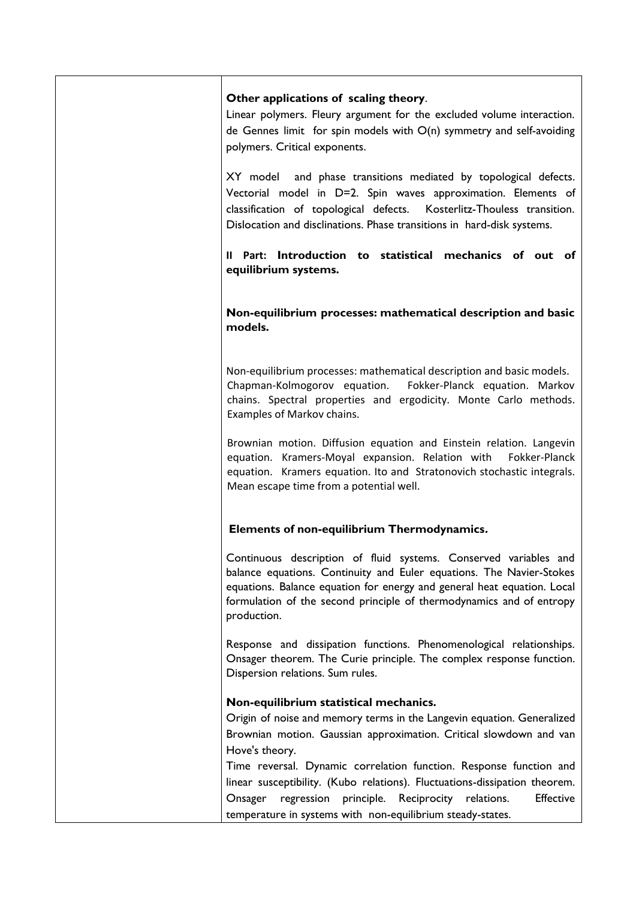**Other applications of scaling theory**.
Linear polymers. Fleury argument for the excluded volume interaction. de Gennes limit for spin models with O(n) symmetry and self-avoiding polymers. Critical exponents.

XY model and phase transitions mediated by topological defects. Vectorial model in D=2. Spin waves approximation. Elements of classification of topological defects. Kosterlitz-Thouless transition. Dislocation and disclinations. Phase transitions in hard-disk systems.

**II Part: Introduction to statistical mechanics of out of equilibrium systems.**

**Non-equilibrium processes: mathematical description and basic models.**

Non-equilibrium processes: mathematical description and basic models. Chapman-Kolmogorov equation. Fokker-Planck equation. Markov chains. Spectral properties and ergodicity. Monte Carlo methods. Examples of Markov chains.

Brownian motion. Diffusion equation and Einstein relation. Langevin equation. Kramers-Moyal expansion. Relation with Fokker-Planck equation. Kramers equation. Ito and Stratonovich stochastic integrals. Mean escape time from a potential well.

**Elements of non-equilibrium Thermodynamics.**

Continuous description of fluid systems. Conserved variables and balance equations. Continuity and Euler equations. The Navier-Stokes equations. Balance equation for energy and general heat equation. Local formulation of the second principle of thermodynamics and of entropy production.

Response and dissipation functions. Phenomenological relationships. Onsager theorem. The Curie principle. The complex response function. Dispersion relations. Sum rules.

**Non-equilibrium statistical mechanics.**
Origin of noise and memory terms in the Langevin equation. Generalized Brownian motion. Gaussian approximation. Critical slowdown and van Hove's theory.
Time reversal. Dynamic correlation function. Response function and linear susceptibility. (Kubo relations). Fluctuations-dissipation theorem. Onsager regression principle. Reciprocity relations. Effective temperature in systems with non-equilibrium steady-states.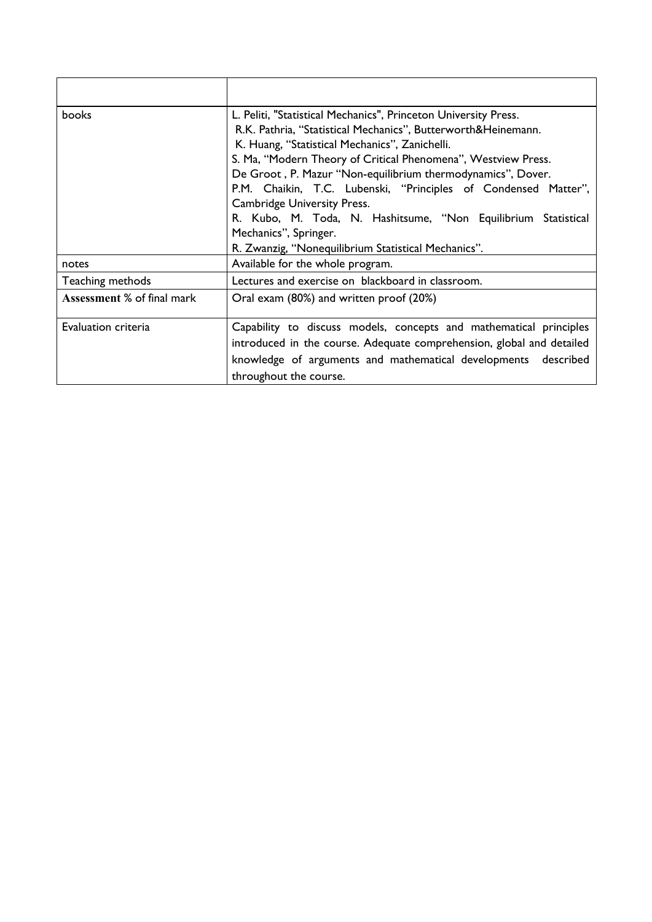| | |
|---|---|
| books | L. Peliti, "Statistical Mechanics", Princeton University Press.<br>R.K. Pathria, "Statistical Mechanics", Butterworth&Heinemann.<br>K. Huang, "Statistical Mechanics", Zanichelli.<br>S. Ma, "Modern Theory of Critical Phenomena", Westview Press.<br>De Groot , P. Mazur "Non-equilibrium thermodynamics", Dover.<br>P.M. Chaikin, T.C. Lubenski, "Principles of Condensed Matter", Cambridge University Press.<br>R. Kubo, M. Toda, N. Hashitsume, "Non Equilibrium Statistical Mechanics", Springer.<br>R. Zwanzig, "Nonequilibrium Statistical Mechanics". |
| notes | Available for the whole program. |
| Teaching methods | Lectures and exercise on blackboard in classroom. |
| **Assessment** % of final mark | Oral exam (80%) and written proof (20%) |
| Evaluation criteria | Capability to discuss models, concepts and mathematical principles introduced in the course. Adequate comprehension, global and detailed knowledge of arguments and mathematical developments described throughout the course. |